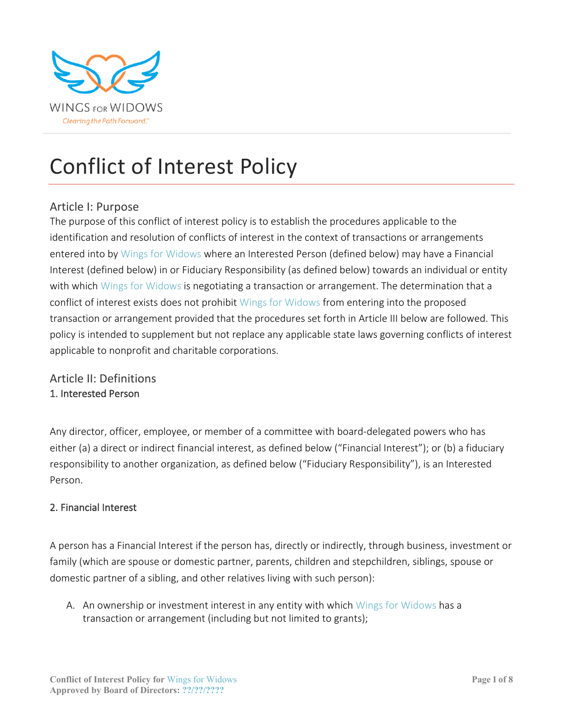WINGS FOR WIDOWS

*Clearing the Path Forward.™*

# Conflict of Interest Policy

## Article I: Purpose

The purpose of this conflict of interest policy is to establish the procedures applicable to the identification and resolution of conflicts of interest in the context of transactions or arrangements entered into by Wings for Widows where an Interested Person (defined below) may have a Financial Interest (defined below) in or Fiduciary Responsibility (as defined below) towards an individual or entity with which Wings for Widows is negotiating a transaction or arrangement. The determination that a conflict of interest exists does not prohibit Wings for Widows from entering into the proposed transaction or arrangement provided that the procedures set forth in Article III below are followed. This policy is intended to supplement but not replace any applicable state laws governing conflicts of interest applicable to nonprofit and charitable corporations.

## Article II: Definitions

### 1. Interested Person

Any director, officer, employee, or member of a committee with board-delegated powers who has either (a) a direct or indirect financial interest, as defined below ("Financial Interest"); or (b) a fiduciary responsibility to another organization, as defined below ("Fiduciary Responsibility"), is an Interested Person.

### 2. Financial Interest

A person has a Financial Interest if the person has, directly or indirectly, through business, investment or family (which are spouse or domestic partner, parents, children and stepchildren, siblings, spouse or domestic partner of a sibling, and other relatives living with such person):

A. An ownership or investment interest in any entity with which Wings for Widows has a transaction or arrangement (including but not limited to grants);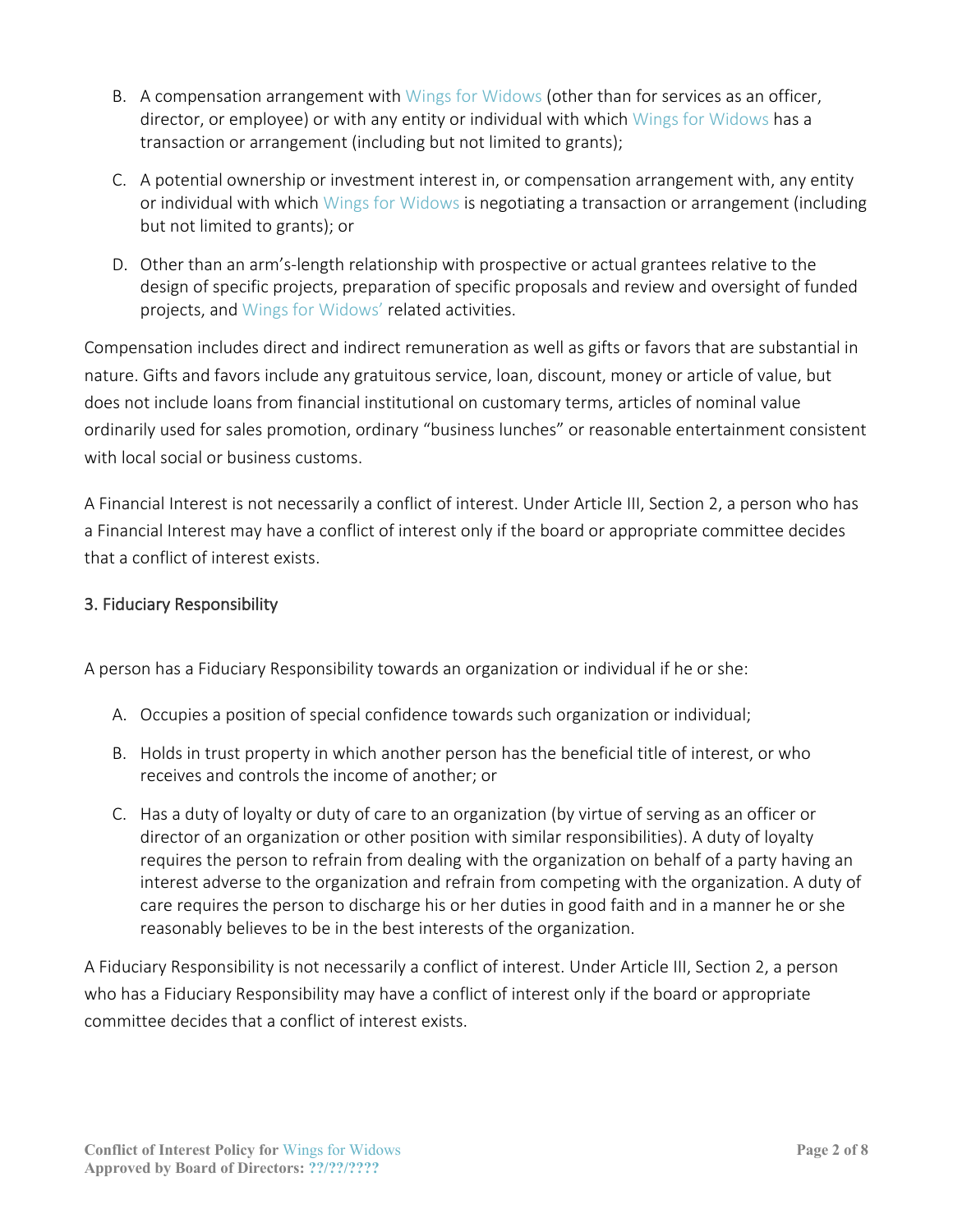B. A compensation arrangement with Wings for Widows (other than for services as an officer, director, or employee) or with any entity or individual with which Wings for Widows has a transaction or arrangement (including but not limited to grants);

C. A potential ownership or investment interest in, or compensation arrangement with, any entity or individual with which Wings for Widows is negotiating a transaction or arrangement (including but not limited to grants); or

D. Other than an arm's-length relationship with prospective or actual grantees relative to the design of specific projects, preparation of specific proposals and review and oversight of funded projects, and Wings for Widows' related activities.

Compensation includes direct and indirect remuneration as well as gifts or favors that are substantial in nature. Gifts and favors include any gratuitous service, loan, discount, money or article of value, but does not include loans from financial institutional on customary terms, articles of nominal value ordinarily used for sales promotion, ordinary "business lunches" or reasonable entertainment consistent with local social or business customs.

A Financial Interest is not necessarily a conflict of interest. Under Article III, Section 2, a person who has a Financial Interest may have a conflict of interest only if the board or appropriate committee decides that a conflict of interest exists.

### 3. Fiduciary Responsibility

A person has a Fiduciary Responsibility towards an organization or individual if he or she:

A. Occupies a position of special confidence towards such organization or individual;

B. Holds in trust property in which another person has the beneficial title of interest, or who receives and controls the income of another; or

C. Has a duty of loyalty or duty of care to an organization (by virtue of serving as an officer or director of an organization or other position with similar responsibilities). A duty of loyalty requires the person to refrain from dealing with the organization on behalf of a party having an interest adverse to the organization and refrain from competing with the organization. A duty of care requires the person to discharge his or her duties in good faith and in a manner he or she reasonably believes to be in the best interests of the organization.

A Fiduciary Responsibility is not necessarily a conflict of interest. Under Article III, Section 2, a person who has a Fiduciary Responsibility may have a conflict of interest only if the board or appropriate committee decides that a conflict of interest exists.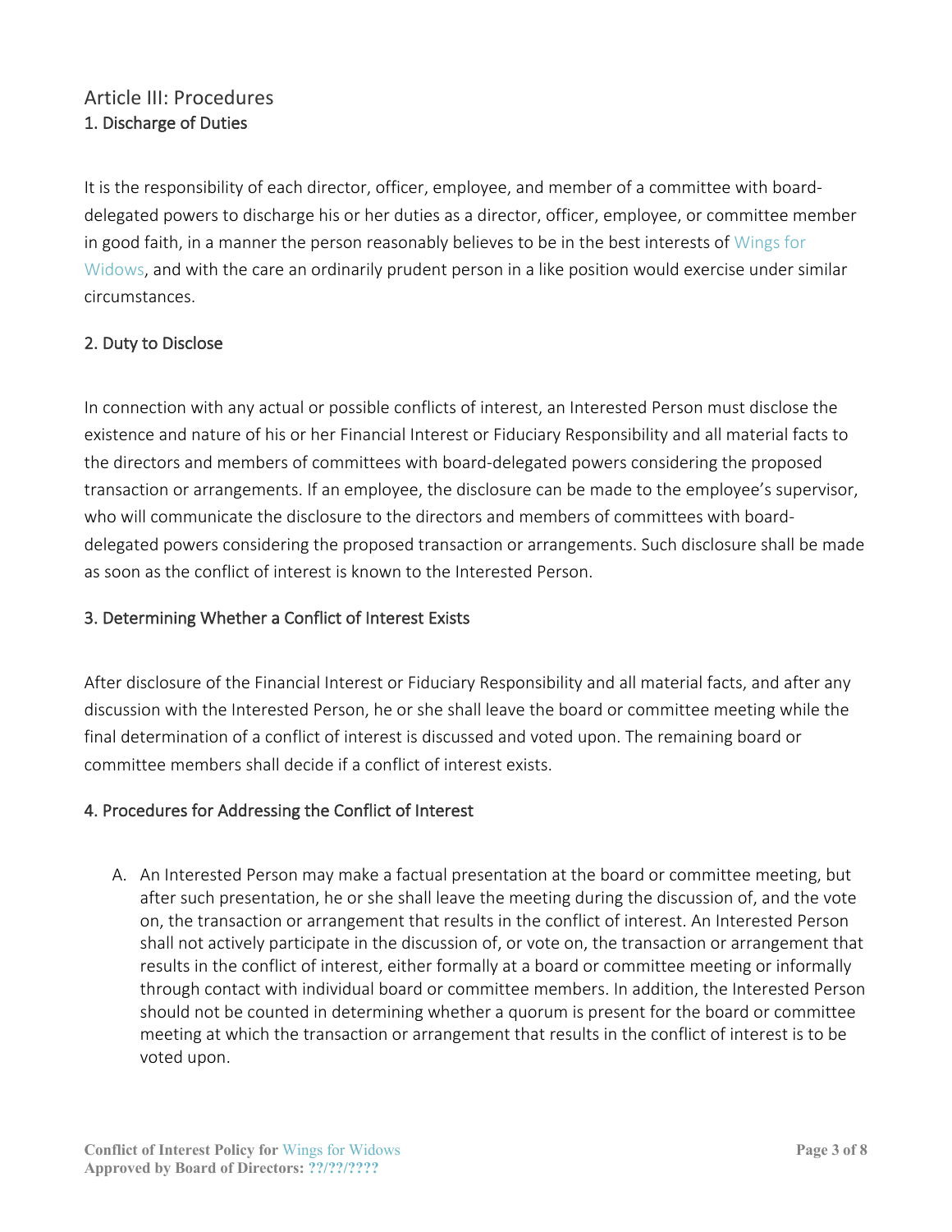## Article III: Procedures

### 1. Discharge of Duties

It is the responsibility of each director, officer, employee, and member of a committee with board-delegated powers to discharge his or her duties as a director, officer, employee, or committee member in good faith, in a manner the person reasonably believes to be in the best interests of Wings for Widows, and with the care an ordinarily prudent person in a like position would exercise under similar circumstances.

### 2. Duty to Disclose

In connection with any actual or possible conflicts of interest, an Interested Person must disclose the existence and nature of his or her Financial Interest or Fiduciary Responsibility and all material facts to the directors and members of committees with board-delegated powers considering the proposed transaction or arrangements. If an employee, the disclosure can be made to the employee's supervisor, who will communicate the disclosure to the directors and members of committees with board-delegated powers considering the proposed transaction or arrangements. Such disclosure shall be made as soon as the conflict of interest is known to the Interested Person.

### 3. Determining Whether a Conflict of Interest Exists

After disclosure of the Financial Interest or Fiduciary Responsibility and all material facts, and after any discussion with the Interested Person, he or she shall leave the board or committee meeting while the final determination of a conflict of interest is discussed and voted upon. The remaining board or committee members shall decide if a conflict of interest exists.

### 4. Procedures for Addressing the Conflict of Interest

A. An Interested Person may make a factual presentation at the board or committee meeting, but after such presentation, he or she shall leave the meeting during the discussion of, and the vote on, the transaction or arrangement that results in the conflict of interest. An Interested Person shall not actively participate in the discussion of, or vote on, the transaction or arrangement that results in the conflict of interest, either formally at a board or committee meeting or informally through contact with individual board or committee members. In addition, the Interested Person should not be counted in determining whether a quorum is present for the board or committee meeting at which the transaction or arrangement that results in the conflict of interest is to be voted upon.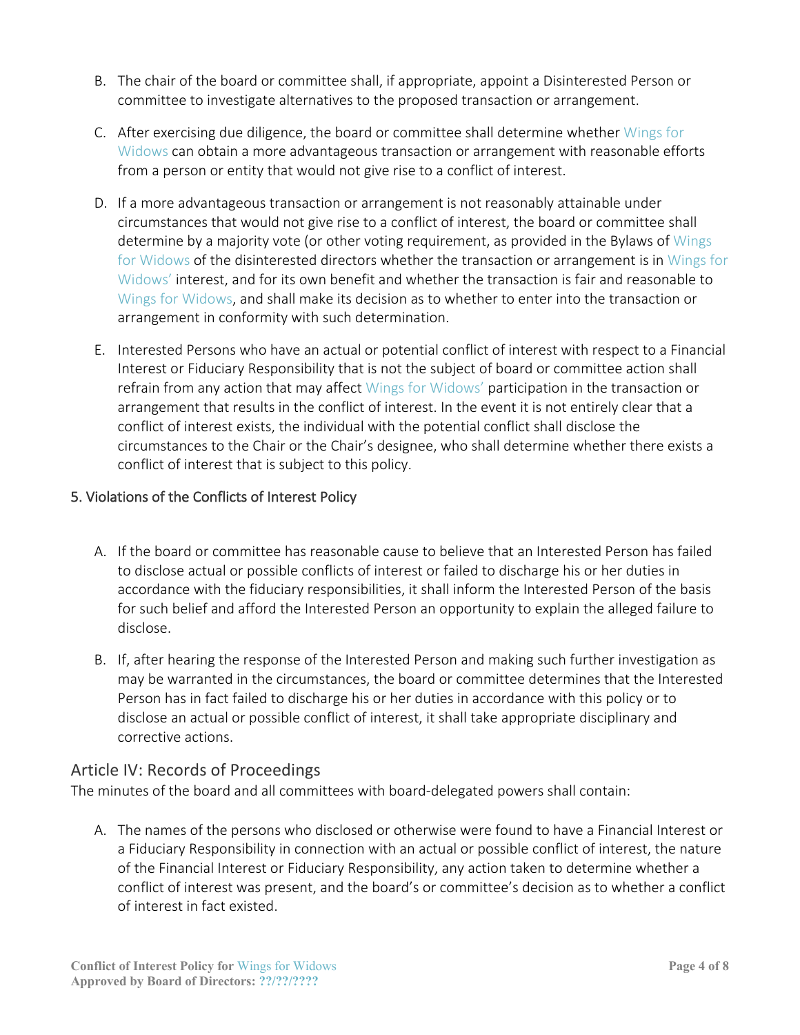B. The chair of the board or committee shall, if appropriate, appoint a Disinterested Person or committee to investigate alternatives to the proposed transaction or arrangement.

C. After exercising due diligence, the board or committee shall determine whether Wings for Widows can obtain a more advantageous transaction or arrangement with reasonable efforts from a person or entity that would not give rise to a conflict of interest.

D. If a more advantageous transaction or arrangement is not reasonably attainable under circumstances that would not give rise to a conflict of interest, the board or committee shall determine by a majority vote (or other voting requirement, as provided in the Bylaws of Wings for Widows of the disinterested directors whether the transaction or arrangement is in Wings for Widows' interest, and for its own benefit and whether the transaction is fair and reasonable to Wings for Widows, and shall make its decision as to whether to enter into the transaction or arrangement in conformity with such determination.

E. Interested Persons who have an actual or potential conflict of interest with respect to a Financial Interest or Fiduciary Responsibility that is not the subject of board or committee action shall refrain from any action that may affect Wings for Widows' participation in the transaction or arrangement that results in the conflict of interest. In the event it is not entirely clear that a conflict of interest exists, the individual with the potential conflict shall disclose the circumstances to the Chair or the Chair's designee, who shall determine whether there exists a conflict of interest that is subject to this policy.

### 5. Violations of the Conflicts of Interest Policy

A. If the board or committee has reasonable cause to believe that an Interested Person has failed to disclose actual or possible conflicts of interest or failed to discharge his or her duties in accordance with the fiduciary responsibilities, it shall inform the Interested Person of the basis for such belief and afford the Interested Person an opportunity to explain the alleged failure to disclose.

B. If, after hearing the response of the Interested Person and making such further investigation as may be warranted in the circumstances, the board or committee determines that the Interested Person has in fact failed to discharge his or her duties in accordance with this policy or to disclose an actual or possible conflict of interest, it shall take appropriate disciplinary and corrective actions.

## Article IV: Records of Proceedings

The minutes of the board and all committees with board-delegated powers shall contain:

A. The names of the persons who disclosed or otherwise were found to have a Financial Interest or a Fiduciary Responsibility in connection with an actual or possible conflict of interest, the nature of the Financial Interest or Fiduciary Responsibility, any action taken to determine whether a conflict of interest was present, and the board's or committee's decision as to whether a conflict of interest in fact existed.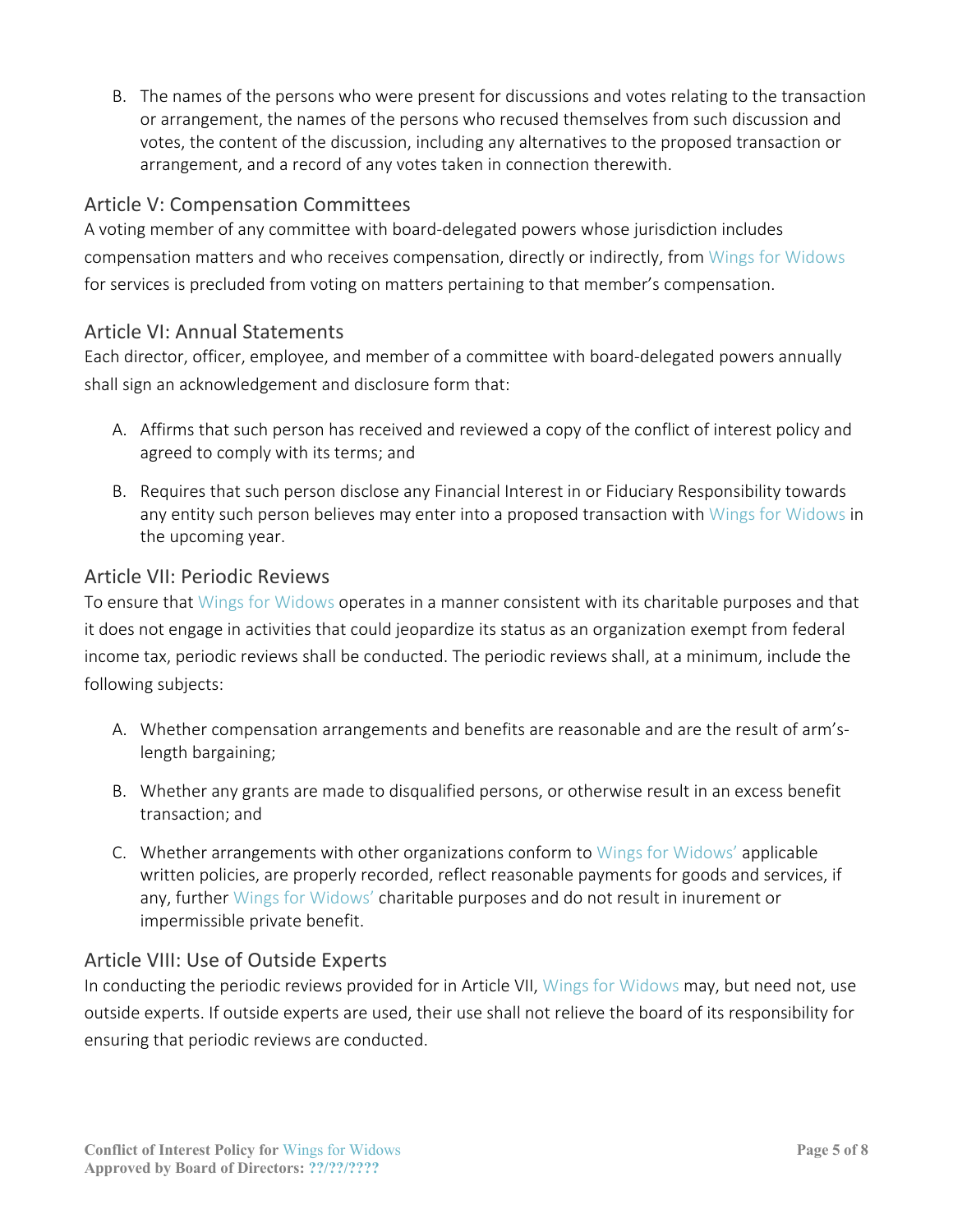B. The names of the persons who were present for discussions and votes relating to the transaction or arrangement, the names of the persons who recused themselves from such discussion and votes, the content of the discussion, including any alternatives to the proposed transaction or arrangement, and a record of any votes taken in connection therewith.

## Article V: Compensation Committees

A voting member of any committee with board-delegated powers whose jurisdiction includes compensation matters and who receives compensation, directly or indirectly, from Wings for Widows for services is precluded from voting on matters pertaining to that member's compensation.

## Article VI: Annual Statements

Each director, officer, employee, and member of a committee with board-delegated powers annually shall sign an acknowledgement and disclosure form that:

A. Affirms that such person has received and reviewed a copy of the conflict of interest policy and agreed to comply with its terms; and

B. Requires that such person disclose any Financial Interest in or Fiduciary Responsibility towards any entity such person believes may enter into a proposed transaction with Wings for Widows in the upcoming year.

## Article VII: Periodic Reviews

To ensure that Wings for Widows operates in a manner consistent with its charitable purposes and that it does not engage in activities that could jeopardize its status as an organization exempt from federal income tax, periodic reviews shall be conducted. The periodic reviews shall, at a minimum, include the following subjects:

A. Whether compensation arrangements and benefits are reasonable and are the result of arm's-length bargaining;

B. Whether any grants are made to disqualified persons, or otherwise result in an excess benefit transaction; and

C. Whether arrangements with other organizations conform to Wings for Widows' applicable written policies, are properly recorded, reflect reasonable payments for goods and services, if any, further Wings for Widows' charitable purposes and do not result in inurement or impermissible private benefit.

## Article VIII: Use of Outside Experts

In conducting the periodic reviews provided for in Article VII, Wings for Widows may, but need not, use outside experts. If outside experts are used, their use shall not relieve the board of its responsibility for ensuring that periodic reviews are conducted.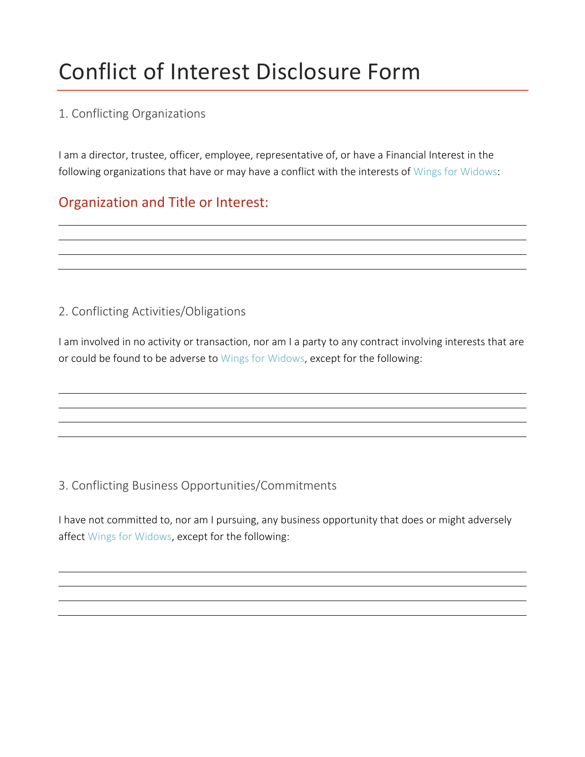# Conflict of Interest Disclosure Form

## 1. Conflicting Organizations

I am a director, trustee, officer, employee, representative of, or have a Financial Interest in the following organizations that have or may have a conflict with the interests of Wings for Widows:

### Organization and Title or Interest:

______________________________________________________________________________

______________________________________________________________________________

______________________________________________________________________________

______________________________________________________________________________

## 2. Conflicting Activities/Obligations

I am involved in no activity or transaction, nor am I a party to any contract involving interests that are or could be found to be adverse to Wings for Widows, except for the following:

______________________________________________________________________________

______________________________________________________________________________

______________________________________________________________________________

______________________________________________________________________________

## 3. Conflicting Business Opportunities/Commitments

I have not committed to, nor am I pursuing, any business opportunity that does or might adversely affect Wings for Widows, except for the following:

______________________________________________________________________________

______________________________________________________________________________

______________________________________________________________________________

______________________________________________________________________________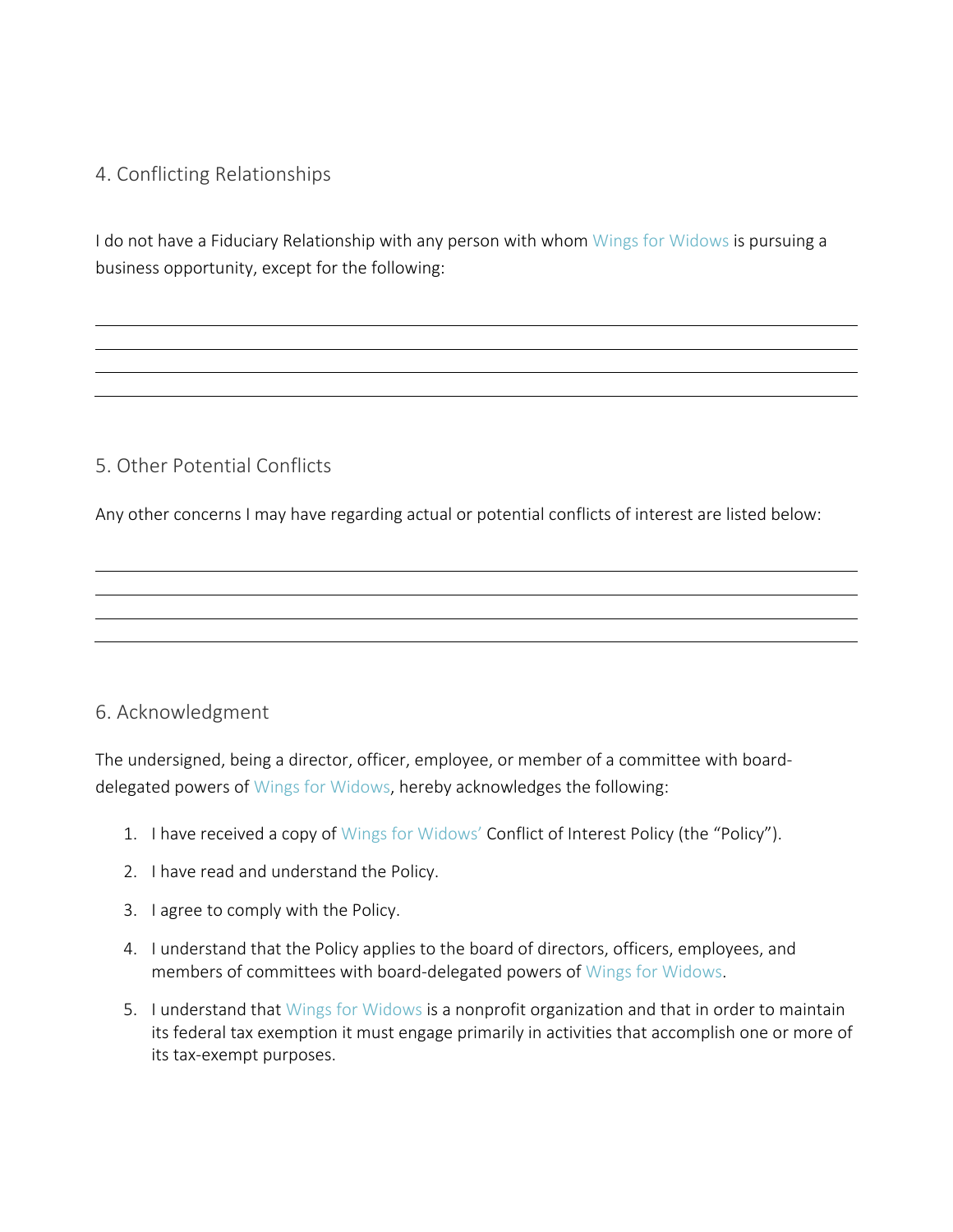## 4. Conflicting Relationships

I do not have a Fiduciary Relationship with any person with whom Wings for Widows is pursuing a business opportunity, except for the following:

______________________________________________________________________________

______________________________________________________________________________

______________________________________________________________________________

______________________________________________________________________________

## 5. Other Potential Conflicts

Any other concerns I may have regarding actual or potential conflicts of interest are listed below:

______________________________________________________________________________

______________________________________________________________________________

______________________________________________________________________________

______________________________________________________________________________

## 6. Acknowledgment

The undersigned, being a director, officer, employee, or member of a committee with board-delegated powers of Wings for Widows, hereby acknowledges the following:

1. I have received a copy of Wings for Widows' Conflict of Interest Policy (the "Policy").
2. I have read and understand the Policy.
3. I agree to comply with the Policy.
4. I understand that the Policy applies to the board of directors, officers, employees, and members of committees with board-delegated powers of Wings for Widows.
5. I understand that Wings for Widows is a nonprofit organization and that in order to maintain its federal tax exemption it must engage primarily in activities that accomplish one or more of its tax-exempt purposes.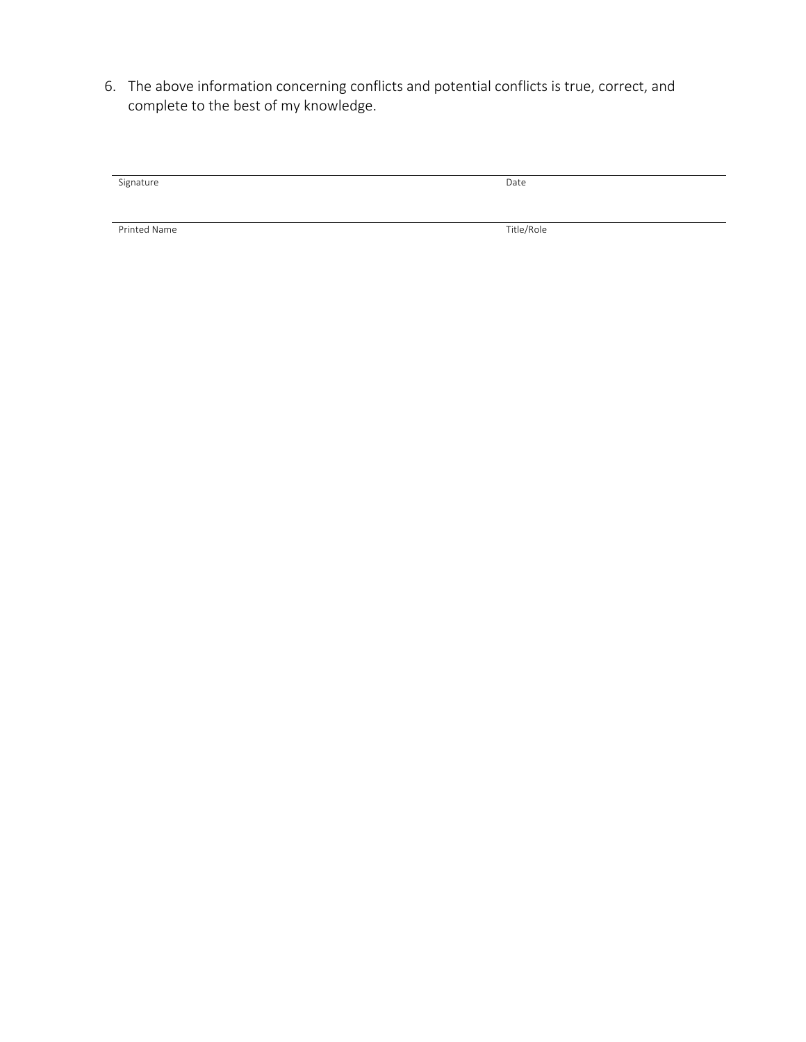6. The above information concerning conflicts and potential conflicts is true, correct, and complete to the best of my knowledge.

| | |
|---|---|
| Signature | Date |
| Printed Name | Title/Role |